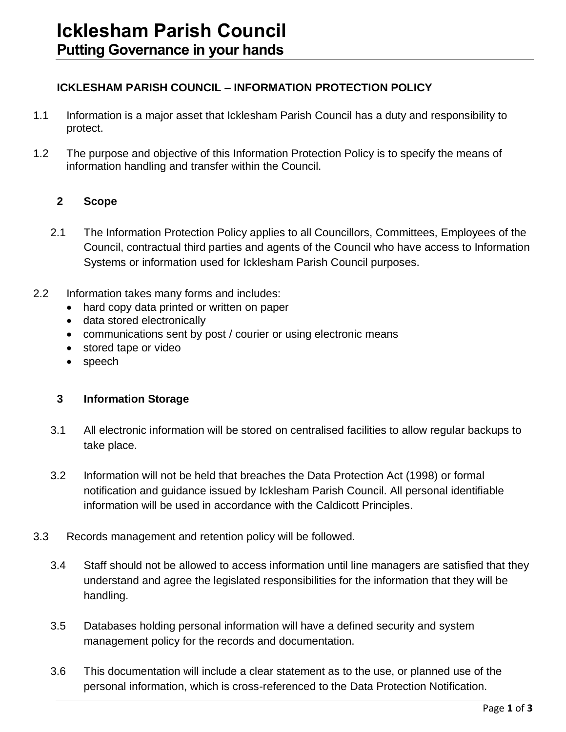# Icklesham Parish Council

## Putting Governance in your hands

### ICKLESHAM PARISH COUNCIL – INFORMATION PROTECTION POLICY

1.1 Information is a major asset that Icklesham Parish Council has a duty and responsibility to protect.

1.2 The purpose and objective of this Information Protection Policy is to specify the means of information handling and transfer within the Council.

### 2 Scope

2.1 The Information Protection Policy applies to all Councillors, Committees, Employees of the Council, contractual third parties and agents of the Council who have access to Information Systems or information used for Icklesham Parish Council purposes.

2.2 Information takes many forms and includes:

- hard copy data printed or written on paper
- data stored electronically
- communications sent by post / courier or using electronic means
- stored tape or video
- speech

### 3 Information Storage

3.1 All electronic information will be stored on centralised facilities to allow regular backups to take place.

3.2 Information will not be held that breaches the Data Protection Act (1998) or formal notification and guidance issued by Icklesham Parish Council. All personal identifiable information will be used in accordance with the Caldicott Principles.

3.3 Records management and retention policy will be followed.

3.4 Staff should not be allowed to access information until line managers are satisfied that they understand and agree the legislated responsibilities for the information that they will be handling.

3.5 Databases holding personal information will have a defined security and system management policy for the records and documentation.

3.6 This documentation will include a clear statement as to the use, or planned use of the personal information, which is cross-referenced to the Data Protection Notification.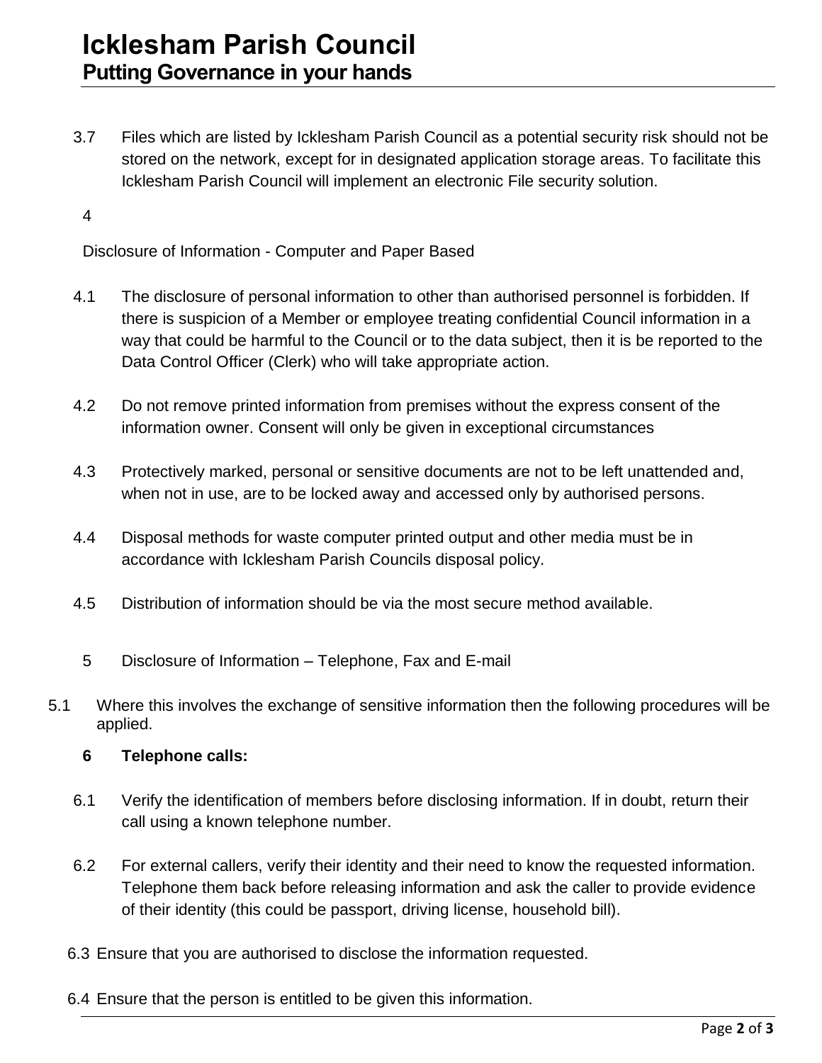3.7 Files which are listed by Icklesham Parish Council as a potential security risk should not be stored on the network, except for in designated application storage areas. To facilitate this Icklesham Parish Council will implement an electronic File security solution.

4

Disclosure of Information - Computer and Paper Based

4.1 The disclosure of personal information to other than authorised personnel is forbidden. If there is suspicion of a Member or employee treating confidential Council information in a way that could be harmful to the Council or to the data subject, then it is be reported to the Data Control Officer (Clerk) who will take appropriate action.

4.2 Do not remove printed information from premises without the express consent of the information owner. Consent will only be given in exceptional circumstances

4.3 Protectively marked, personal or sensitive documents are not to be left unattended and, when not in use, are to be locked away and accessed only by authorised persons.

4.4 Disposal methods for waste computer printed output and other media must be in accordance with Icklesham Parish Councils disposal policy.

4.5 Distribution of information should be via the most secure method available.

5 Disclosure of Information – Telephone, Fax and E-mail

5.1 Where this involves the exchange of sensitive information then the following procedures will be applied.

**6 Telephone calls:**

6.1 Verify the identification of members before disclosing information. If in doubt, return their call using a known telephone number.

6.2 For external callers, verify their identity and their need to know the requested information. Telephone them back before releasing information and ask the caller to provide evidence of their identity (this could be passport, driving license, household bill).

6.3 Ensure that you are authorised to disclose the information requested.

6.4 Ensure that the person is entitled to be given this information.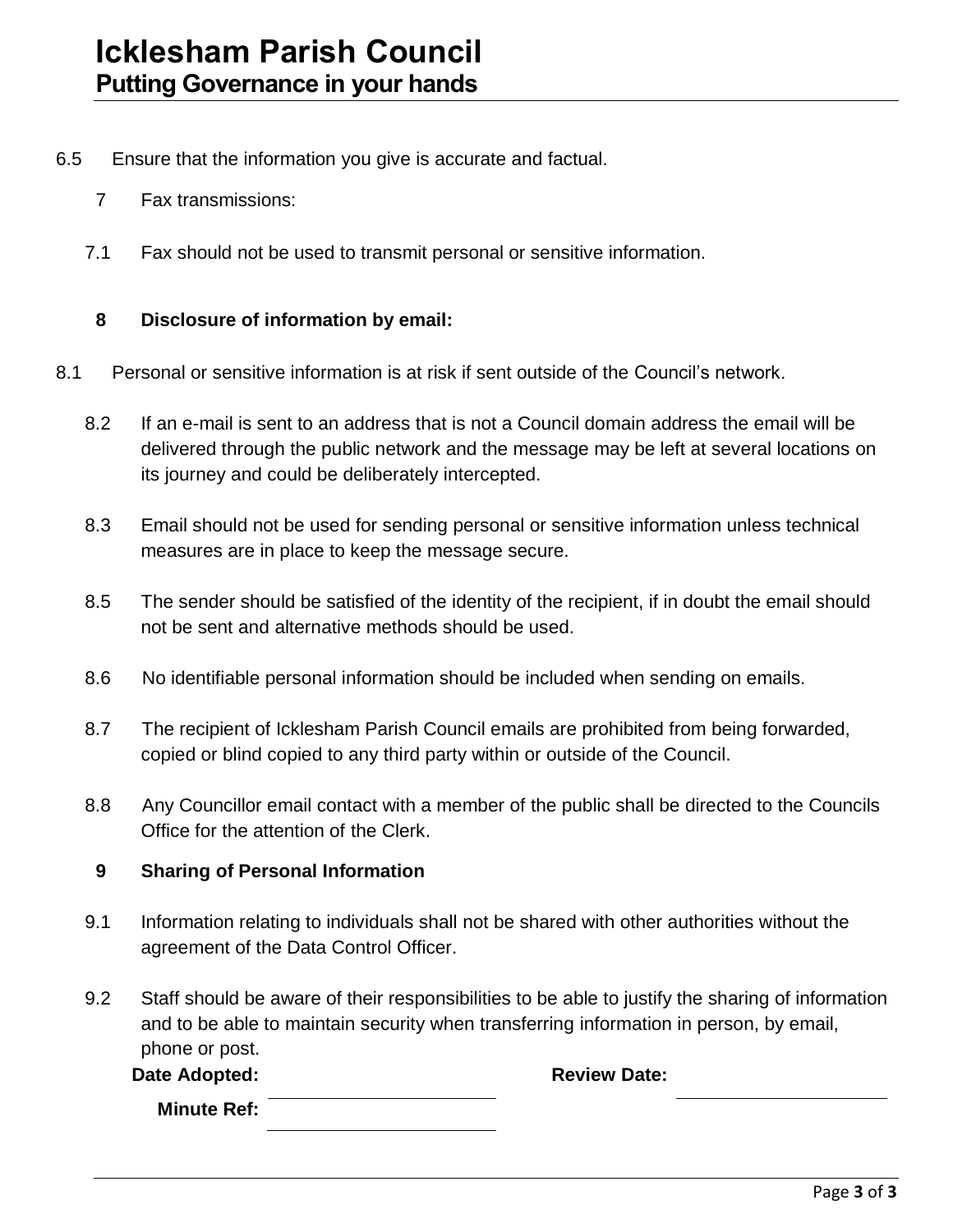6.5 Ensure that the information you give is accurate and factual.

7 Fax transmissions:

7.1 Fax should not be used to transmit personal or sensitive information.

**8 Disclosure of information by email:**

8.1 Personal or sensitive information is at risk if sent outside of the Council's network.

8.2 If an e-mail is sent to an address that is not a Council domain address the email will be delivered through the public network and the message may be left at several locations on its journey and could be deliberately intercepted.

8.3 Email should not be used for sending personal or sensitive information unless technical measures are in place to keep the message secure.

8.5 The sender should be satisfied of the identity of the recipient, if in doubt the email should not be sent and alternative methods should be used.

8.6 No identifiable personal information should be included when sending on emails.

8.7 The recipient of Icklesham Parish Council emails are prohibited from being forwarded, copied or blind copied to any third party within or outside of the Council.

8.8 Any Councillor email contact with a member of the public shall be directed to the Councils Office for the attention of the Clerk.

**9 Sharing of Personal Information**

9.1 Information relating to individuals shall not be shared with other authorities without the agreement of the Data Control Officer.

9.2 Staff should be aware of their responsibilities to be able to justify the sharing of information and to be able to maintain security when transferring information in person, by email, phone or post.

**Date Adopted:** ____________ **Review Date:** ____________

**Minute Ref:** ____________